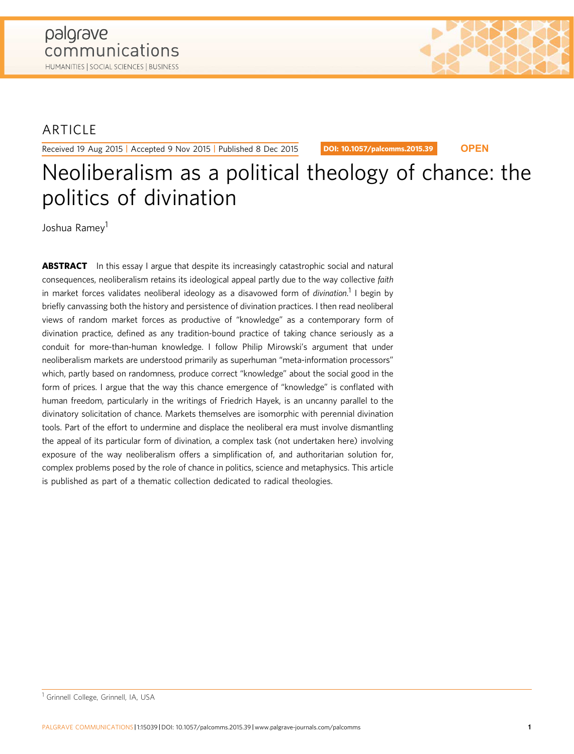ARTICLE

Received 19 Aug 2015 | Accepted 9 Nov 2015 | Published 8 Dec 2015

DOI: 10.1057/palcomms.2015.39 **OPEN**

# Neoliberalism as a political theology of chance: the politics of divination

Joshua Ramey[1]

**ABSTRACT** In this essay I argue that despite its increasingly catastrophic social and natural consequences, neoliberalism retains its ideological appeal partly due to the way collective *faith* in market forces validates neoliberal ideology as a disavowed form of *divination*.[1] I begin by briefly canvassing both the history and persistence of divination practices. I then read neoliberal views of random market forces as productive of "knowledge" as a contemporary form of divination practice, defined as any tradition-bound practice of taking chance seriously as a conduit for more-than-human knowledge. I follow Philip Mirowski's argument that under neoliberalism markets are understood primarily as superhuman "meta-information processors" which, partly based on randomness, produce correct "knowledge" about the social good in the form of prices. I argue that the way this chance emergence of "knowledge" is conflated with human freedom, particularly in the writings of Friedrich Hayek, is an uncanny parallel to the divinatory solicitation of chance. Markets themselves are isomorphic with perennial divination tools. Part of the effort to undermine and displace the neoliberal era must involve dismantling the appeal of its particular form of divination, a complex task (not undertaken here) involving exposure of the way neoliberalism offers a simplification of, and authoritarian solution for, complex problems posed by the role of chance in politics, science and metaphysics. This article is published as part of a thematic collection dedicated to radical theologies.

[1] Grinnell College, Grinnell, IA, USA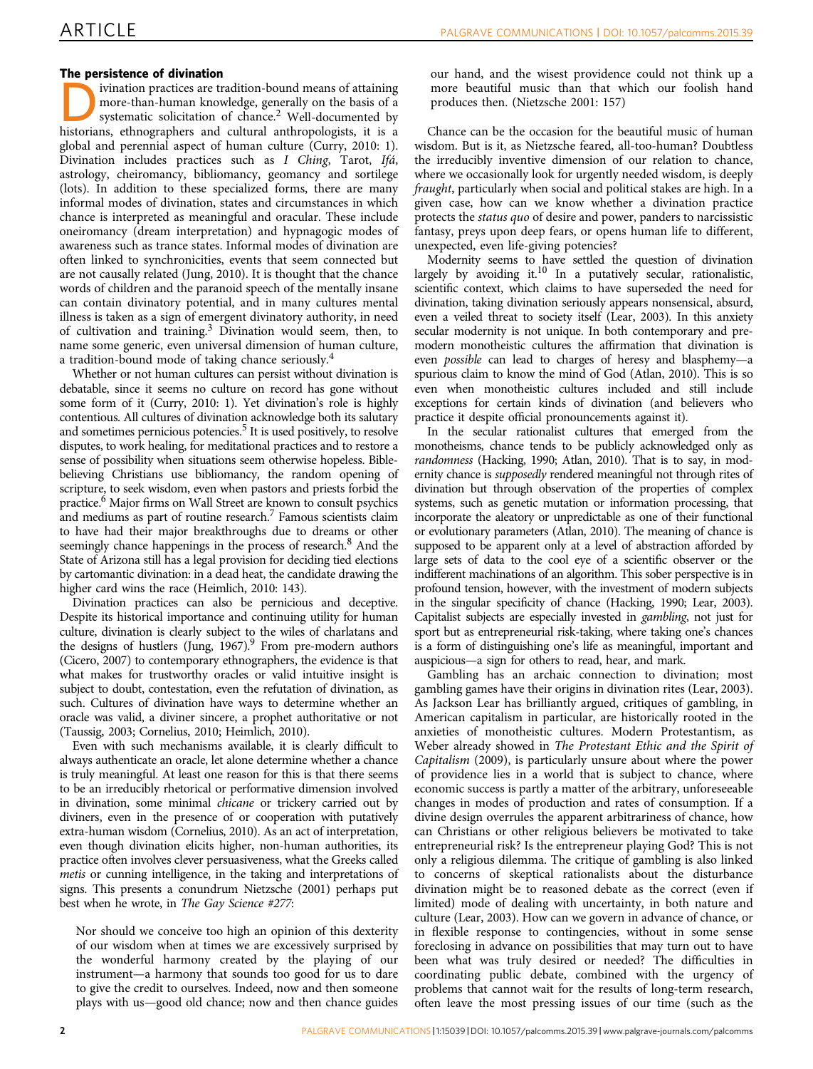### The persistence of divination

Divination practices are tradition-bound means of attaining more-than-human knowledge, generally on the basis of a systematic solicitation of chance.[2] Well-documented by historians, ethnographers and cultural anthropologists, it is a global and perennial aspect of human culture (Curry, 2010: 1). Divination includes practices such as *I Ching*, Tarot, *Ifá*, astrology, cheiromancy, bibliomancy, geomancy and sortilege (lots). In addition to these specialized forms, there are many informal modes of divination, states and circumstances in which chance is interpreted as meaningful and oracular. These include oneiromancy (dream interpretation) and hypnagogic modes of awareness such as trance states. Informal modes of divination are often linked to synchronicities, events that seem connected but are not causally related (Jung, 2010). It is thought that the chance words of children and the paranoid speech of the mentally insane can contain divinatory potential, and in many cultures mental illness is taken as a sign of emergent divinatory authority, in need of cultivation and training.[3] Divination would seem, then, to name some generic, even universal dimension of human culture, a tradition-bound mode of taking chance seriously.[4]

Whether or not human cultures can persist without divination is debatable, since it seems no culture on record has gone without some form of it (Curry, 2010: 1). Yet divination's role is highly contentious. All cultures of divination acknowledge both its salutary and sometimes pernicious potencies.[5] It is used positively, to resolve disputes, to work healing, for meditational practices and to restore a sense of possibility when situations seem otherwise hopeless. Bible-believing Christians use bibliomancy, the random opening of scripture, to seek wisdom, even when pastors and priests forbid the practice.[6] Major firms on Wall Street are known to consult psychics and mediums as part of routine research.[7] Famous scientists claim to have had their major breakthroughs due to dreams or other seemingly chance happenings in the process of research.[8] And the State of Arizona still has a legal provision for deciding tied elections by cartomantic divination: in a dead heat, the candidate drawing the higher card wins the race (Heimlich, 2010: 143).

Divination practices can also be pernicious and deceptive. Despite its historical importance and continuing utility for human culture, divination is clearly subject to the wiles of charlatans and the designs of hustlers (Jung, 1967).[9] From pre-modern authors (Cicero, 2007) to contemporary ethnographers, the evidence is that what makes for trustworthy oracles or valid intuitive insight is subject to doubt, contestation, even the refutation of divination, as such. Cultures of divination have ways to determine whether an oracle was valid, a diviner sincere, a prophet authoritative or not (Taussig, 2003; Cornelius, 2010; Heimlich, 2010).

Even with such mechanisms available, it is clearly difficult to always authenticate an oracle, let alone determine whether a chance is truly meaningful. At least one reason for this is that there seems to be an irreducibly rhetorical or performative dimension involved in divination, some minimal *chicane* or trickery carried out by diviners, even in the presence of or cooperation with putatively extra-human wisdom (Cornelius, 2010). As an act of interpretation, even though divination elicits higher, non-human authorities, its practice often involves clever persuasiveness, what the Greeks called *metis* or cunning intelligence, in the taking and interpretations of signs. This presents a conundrum Nietzsche (2001) perhaps put best when he wrote, in *The Gay Science #277*:

> Nor should we conceive too high an opinion of this dexterity of our wisdom when at times we are excessively surprised by the wonderful harmony created by the playing of our instrument—a harmony that sounds too good for us to dare to give the credit to ourselves. Indeed, now and then someone plays with us—good old chance; now and then chance guides our hand, and the wisest providence could not think up a more beautiful music than that which our foolish hand produces then. (Nietzsche 2001: 157)

Chance can be the occasion for the beautiful music of human wisdom. But is it, as Nietzsche feared, all-too-human? Doubtless the irreducibly inventive dimension of our relation to chance, where we occasionally look for urgently needed wisdom, is deeply *fraught*, particularly when social and political stakes are high. In a given case, how can we know whether a divination practice protects the *status quo* of desire and power, panders to narcissistic fantasy, preys upon deep fears, or opens human life to different, unexpected, even life-giving potencies?

Modernity seems to have settled the question of divination largely by avoiding it.[10] In a putatively secular, rationalistic, scientific context, which claims to have superseded the need for divination, taking divination seriously appears nonsensical, absurd, even a veiled threat to society itself (Lear, 2003). In this anxiety secular modernity is not unique. In both contemporary and pre-modern monotheistic cultures the affirmation that divination is even *possible* can lead to charges of heresy and blasphemy—a spurious claim to know the mind of God (Atlan, 2010). This is so even when monotheistic cultures included and still include exceptions for certain kinds of divination (and believers who practice it despite official pronouncements against it).

In the secular rationalist cultures that emerged from the monotheisms, chance tends to be publicly acknowledged only as *randomness* (Hacking, 1990; Atlan, 2010). That is to say, in modernity chance is *supposedly* rendered meaningful not through rites of divination but through observation of the properties of complex systems, such as genetic mutation or information processing, that incorporate the aleatory or unpredictable as one of their functional or evolutionary parameters (Atlan, 2010). The meaning of chance is supposed to be apparent only at a level of abstraction afforded by large sets of data to the cool eye of a scientific observer or the indifferent machinations of an algorithm. This sober perspective is in profound tension, however, with the investment of modern subjects in the singular specificity of chance (Hacking, 1990; Lear, 2003). Capitalist subjects are especially invested in *gambling*, not just for sport but as entrepreneurial risk-taking, where taking one's chances is a form of distinguishing one's life as meaningful, important and auspicious—a sign for others to read, hear, and mark.

Gambling has an archaic connection to divination; most gambling games have their origins in divination rites (Lear, 2003). As Jackson Lear has brilliantly argued, critiques of gambling, in American capitalism in particular, are historically rooted in the anxieties of monotheistic cultures. Modern Protestantism, as Weber already showed in *The Protestant Ethic and the Spirit of Capitalism* (2009), is particularly unsure about where the power of providence lies in a world that is subject to chance, where economic success is partly a matter of the arbitrary, unforeseeable changes in modes of production and rates of consumption. If a divine design overrules the apparent arbitrariness of chance, how can Christians or other religious believers be motivated to take entrepreneurial risk? Is the entrepreneur playing God? This is not only a religious dilemma. The critique of gambling is also linked to concerns of skeptical rationalists about the disturbance divination might be to reasoned debate as the correct (even if limited) mode of dealing with uncertainty, in both nature and culture (Lear, 2003). How can we govern in advance of chance, or in flexible response to contingencies, without in some sense foreclosing in advance on possibilities that may turn out to have been what was truly desired or needed? The difficulties in coordinating public debate, combined with the urgency of problems that cannot wait for the results of long-term research, often leave the most pressing issues of our time (such as the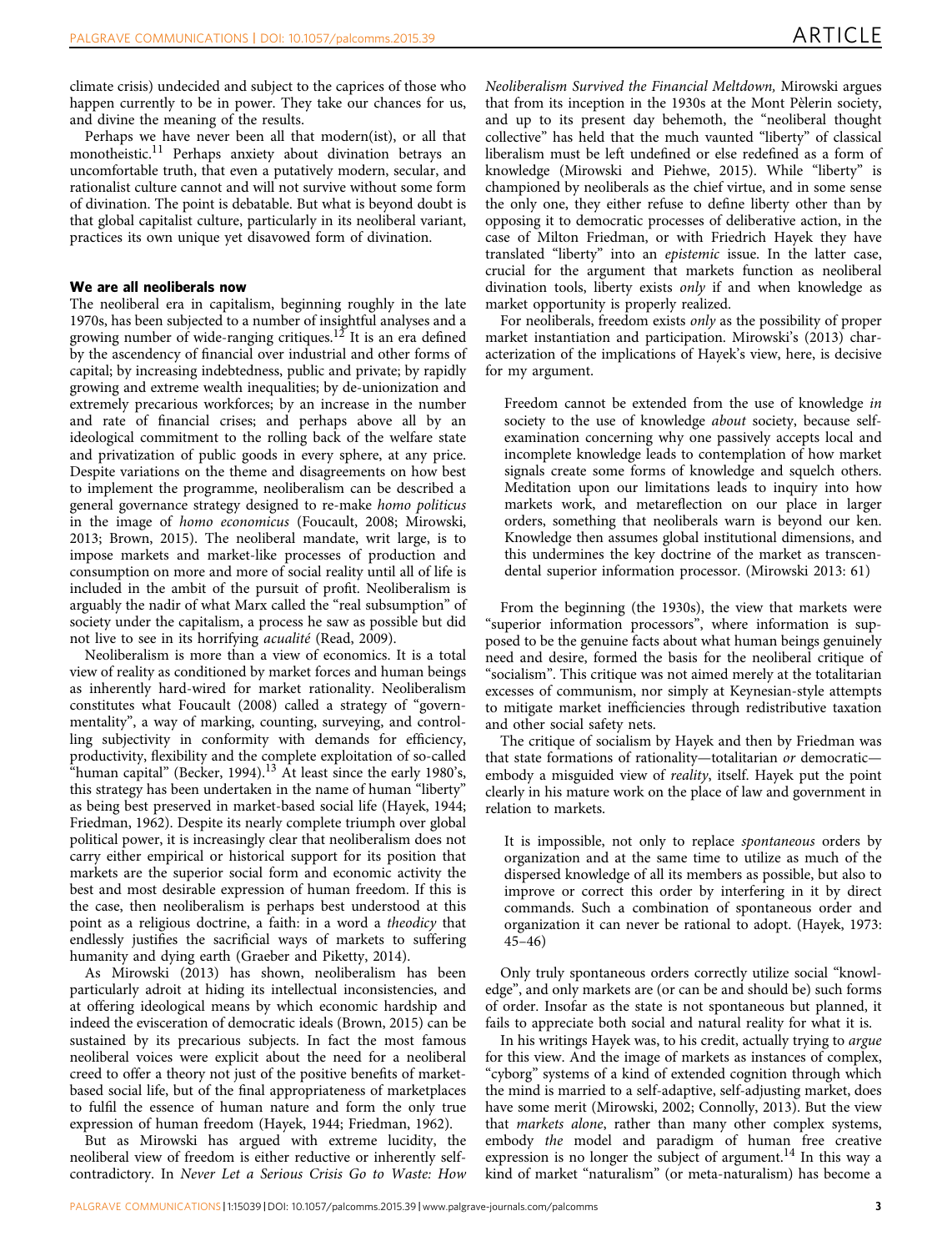climate crisis) undecided and subject to the caprices of those who happen currently to be in power. They take our chances for us, and divine the meaning of the results.

Perhaps we have never been all that modern(ist), or all that monotheistic.[11] Perhaps anxiety about divination betrays an uncomfortable truth, that even a putatively modern, secular, and rationalist culture cannot and will not survive without some form of divination. The point is debatable. But what is beyond doubt is that global capitalist culture, particularly in its neoliberal variant, practices its own unique yet disavowed form of divination.

## We are all neoliberals now

The neoliberal era in capitalism, beginning roughly in the late 1970s, has been subjected to a number of insightful analyses and a growing number of wide-ranging critiques.[12] It is an era defined by the ascendency of financial over industrial and other forms of capital; by increasing indebtedness, public and private; by rapidly growing and extreme wealth inequalities; by de-unionization and extremely precarious workforces; by an increase in the number and rate of financial crises; and perhaps above all by an ideological commitment to the rolling back of the welfare state and privatization of public goods in every sphere, at any price. Despite variations on the theme and disagreements on how best to implement the programme, neoliberalism can be described a general governance strategy designed to re-make *homo politicus* in the image of *homo economicus* (Foucault, 2008; Mirowski, 2013; Brown, 2015). The neoliberal mandate, writ large, is to impose markets and market-like processes of production and consumption on more and more of social reality until all of life is included in the ambit of the pursuit of profit. Neoliberalism is arguably the nadir of what Marx called the "real subsumption" of society under the capitalism, a process he saw as possible but did not live to see in its horrifying *acualité* (Read, 2009).

Neoliberalism is more than a view of economics. It is a total view of reality as conditioned by market forces and human beings as inherently hard-wired for market rationality. Neoliberalism constitutes what Foucault (2008) called a strategy of "governmentality", a way of marking, counting, surveying, and controlling subjectivity in conformity with demands for efficiency, productivity, flexibility and the complete exploitation of so-called "human capital" (Becker, 1994).[13] At least since the early 1980's, this strategy has been undertaken in the name of human "liberty" as being best preserved in market-based social life (Hayek, 1944; Friedman, 1962). Despite its nearly complete triumph over global political power, it is increasingly clear that neoliberalism does not carry either empirical or historical support for its position that markets are the superior social form and economic activity the best and most desirable expression of human freedom. If this is the case, then neoliberalism is perhaps best understood at this point as a religious doctrine, a faith: in a word a *theodicy* that endlessly justifies the sacrificial ways of markets to suffering humanity and dying earth (Graeber and Piketty, 2014).

As Mirowski (2013) has shown, neoliberalism has been particularly adroit at hiding its intellectual inconsistencies, and at offering ideological means by which economic hardship and indeed the evisceration of democratic ideals (Brown, 2015) can be sustained by its precarious subjects. In fact the most famous neoliberal voices were explicit about the need for a neoliberal creed to offer a theory not just of the positive benefits of market-based social life, but of the final appropriateness of marketplaces to fulfil the essence of human nature and form the only true expression of human freedom (Hayek, 1944; Friedman, 1962).

But as Mirowski has argued with extreme lucidity, the neoliberal view of freedom is either reductive or inherently self-contradictory. In *Never Let a Serious Crisis Go to Waste: How Neoliberalism Survived the Financial Meltdown,* Mirowski argues that from its inception in the 1930s at the Mont Pèlerin society, and up to its present day behemoth, the "neoliberal thought collective" has held that the much vaunted "liberty" of classical liberalism must be left undefined or else redefined as a form of knowledge (Mirowski and Piehwe, 2015). While "liberty" is championed by neoliberals as the chief virtue, and in some sense the only one, they either refuse to define liberty other than by opposing it to democratic processes of deliberative action, in the case of Milton Friedman, or with Friedrich Hayek they have translated "liberty" into an *epistemic* issue. In the latter case, crucial for the argument that markets function as neoliberal divination tools, liberty exists *only* if and when knowledge as market opportunity is properly realized.

For neoliberals, freedom exists *only* as the possibility of proper market instantiation and participation. Mirowski's (2013) characterization of the implications of Hayek's view, here, is decisive for my argument.

> Freedom cannot be extended from the use of knowledge *in* society to the use of knowledge *about* society, because self-examination concerning why one passively accepts local and incomplete knowledge leads to contemplation of how market signals create some forms of knowledge and squelch others. Meditation upon our limitations leads to inquiry into how markets work, and metareflection on our place in larger orders, something that neoliberals warn is beyond our ken. Knowledge then assumes global institutional dimensions, and this undermines the key doctrine of the market as transcendental superior information processor. (Mirowski 2013: 61)

From the beginning (the 1930s), the view that markets were "superior information processors", where information is supposed to be the genuine facts about what human beings genuinely need and desire, formed the basis for the neoliberal critique of "socialism". This critique was not aimed merely at the totalitarian excesses of communism, nor simply at Keynesian-style attempts to mitigate market inefficiencies through redistributive taxation and other social safety nets.

The critique of socialism by Hayek and then by Friedman was that state formations of rationality—totalitarian *or* democratic—embody a misguided view of *reality*, itself. Hayek put the point clearly in his mature work on the place of law and government in relation to markets.

> It is impossible, not only to replace *spontaneous* orders by organization and at the same time to utilize as much of the dispersed knowledge of all its members as possible, but also to improve or correct this order by interfering in it by direct commands. Such a combination of spontaneous order and organization it can never be rational to adopt. (Hayek, 1973: 45–46)

Only truly spontaneous orders correctly utilize social "knowledge", and only markets are (or can be and should be) such forms of order. Insofar as the state is not spontaneous but planned, it fails to appreciate both social and natural reality for what it is.

In his writings Hayek was, to his credit, actually trying to *argue* for this view. And the image of markets as instances of complex, "cyborg" systems of a kind of extended cognition through which the mind is married to a self-adaptive, self-adjusting market, does have some merit (Mirowski, 2002; Connolly, 2013). But the view that *markets alone*, rather than many other complex systems, embody *the* model and paradigm of human free creative expression is no longer the subject of argument.[14] In this way a kind of market "naturalism" (or meta-naturalism) has become a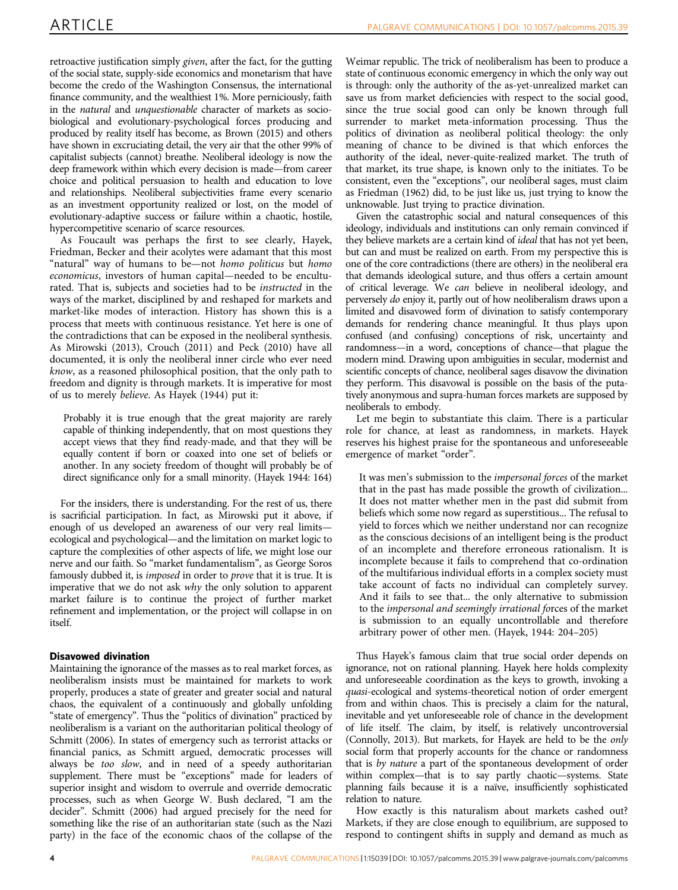retroactive justification simply *given*, after the fact, for the gutting of the social state, supply-side economics and monetarism that have become the credo of the Washington Consensus, the international finance community, and the wealthiest 1%. More perniciously, faith in the *natural* and *unquestionable* character of markets as socio-biological and evolutionary-psychological forces producing and produced by reality itself has become, as Brown (2015) and others have shown in excruciating detail, the very air that the other 99% of capitalist subjects (cannot) breathe. Neoliberal ideology is now the deep framework within which every decision is made—from career choice and political persuasion to health and education to love and relationships. Neoliberal subjectivities frame every scenario as an investment opportunity realized or lost, on the model of evolutionary-adaptive success or failure within a chaotic, hostile, hypercompetitive scenario of scarce resources.

As Foucault was perhaps the first to see clearly, Hayek, Friedman, Becker and their acolytes were adamant that this most "natural" way of humans to be—not *homo politicus* but *homo economicus*, investors of human capital—needed to be enculturated. That is, subjects and societies had to be *instructed* in the ways of the market, disciplined by and reshaped for markets and market-like modes of interaction. History has shown this is a process that meets with continuous resistance. Yet here is one of the contradictions that can be exposed in the neoliberal synthesis. As Mirowski (2013), Crouch (2011) and Peck (2010) have all documented, it is only the neoliberal inner circle who ever need *know*, as a reasoned philosophical position, that the only path to freedom and dignity is through markets. It is imperative for most of us to merely *believe*. As Hayek (1944) put it:

> Probably it is true enough that the great majority are rarely capable of thinking independently, that on most questions they accept views that they find ready-made, and that they will be equally content if born or coaxed into one set of beliefs or another. In any society freedom of thought will probably be of direct significance only for a small minority. (Hayek 1944: 164)

For the insiders, there is understanding. For the rest of us, there is sacrificial participation. In fact, as Mirowski put it above, if enough of us developed an awareness of our very real limits—ecological and psychological—and the limitation on market logic to capture the complexities of other aspects of life, we might lose our nerve and our faith. So "market fundamentalism", as George Soros famously dubbed it, is *imposed* in order to *prove* that it is true. It is imperative that we do not ask *why* the only solution to apparent market failure is to continue the project of further market refinement and implementation, or the project will collapse in on itself.

## Disavowed divination

Maintaining the ignorance of the masses as to real market forces, as neoliberalism insists must be maintained for markets to work properly, produces a state of greater and greater social and natural chaos, the equivalent of a continuously and globally unfolding "state of emergency". Thus the "politics of divination" practiced by neoliberalism is a variant on the authoritarian political theology of Schmitt (2006). In states of emergency such as terrorist attacks or financial panics, as Schmitt argued, democratic processes will always be *too slow*, and in need of a speedy authoritarian supplement. There must be "exceptions" made for leaders of superior insight and wisdom to overrule and override democratic processes, such as when George W. Bush declared, "I am the decider". Schmitt (2006) had argued precisely for the need for something like the rise of an authoritarian state (such as the Nazi party) in the face of the economic chaos of the collapse of the Weimar republic. The trick of neoliberalism has been to produce a state of continuous economic emergency in which the only way out is through: only the authority of the as-yet-unrealized market can save us from market deficiencies with respect to the social good, since the true social good can only be known through full surrender to market meta-information processing. Thus the politics of divination as neoliberal political theology: the only meaning of chance to be divined is that which enforces the authority of the ideal, never-quite-realized market. The truth of that market, its true shape, is known only to the initiates. To be consistent, even the "exceptions", our neoliberal sages, must claim as Friedman (1962) did, to be just like us, just trying to know the unknowable. Just trying to practice divination.

Given the catastrophic social and natural consequences of this ideology, individuals and institutions can only remain convinced if they believe markets are a certain kind of *ideal* that has not yet been, but can and must be realized on earth. From my perspective this is one of the core contradictions (there are others) in the neoliberal era that demands ideological suture, and thus offers a certain amount of critical leverage. We *can* believe in neoliberal ideology, and perversely *do* enjoy it, partly out of how neoliberalism draws upon a limited and disavowed form of divination to satisfy contemporary demands for rendering chance meaningful. It thus plays upon confused (and confusing) conceptions of risk, uncertainty and randomness—in a word, conceptions of chance—that plague the modern mind. Drawing upon ambiguities in secular, modernist and scientific concepts of chance, neoliberal sages disavow the divination they perform. This disavowal is possible on the basis of the putatively anonymous and supra-human forces markets are supposed by neoliberals to embody.

Let me begin to substantiate this claim. There is a particular role for chance, at least as randomness, in markets. Hayek reserves his highest praise for the spontaneous and unforeseeable emergence of market "order".

> It was men's submission to the *impersonal forces* of the market that in the past has made possible the growth of civilization... It does not matter whether men in the past did submit from beliefs which some now regard as superstitious... The refusal to yield to forces which we neither understand nor can recognize as the conscious decisions of an intelligent being is the product of an incomplete and therefore erroneous rationalism. It is incomplete because it fails to comprehend that co-ordination of the multifarious individual efforts in a complex society must take account of facts no individual can completely survey. And it fails to see that... the only alternative to submission to the *impersonal and seemingly irrational f*orces of the market is submission to an equally uncontrollable and therefore arbitrary power of other men. (Hayek, 1944: 204–205)

Thus Hayek's famous claim that true social order depends on ignorance, not on rational planning. Hayek here holds complexity and unforeseeable coordination as the keys to growth, invoking a *quasi*-ecological and systems-theoretical notion of order emergent from and within chaos. This is precisely a claim for the natural, inevitable and yet unforeseeable role of chance in the development of life itself. The claim, by itself, is relatively uncontroversial (Connolly, 2013). But markets, for Hayek are held to be the *only* social form that properly accounts for the chance or randomness that is *by nature* a part of the spontaneous development of order within complex—that is to say partly chaotic—systems. State planning fails because it is a naïve, insufficiently sophisticated relation to nature.

How exactly is this naturalism about markets cashed out? Markets, if they are close enough to equilibrium, are supposed to respond to contingent shifts in supply and demand as much as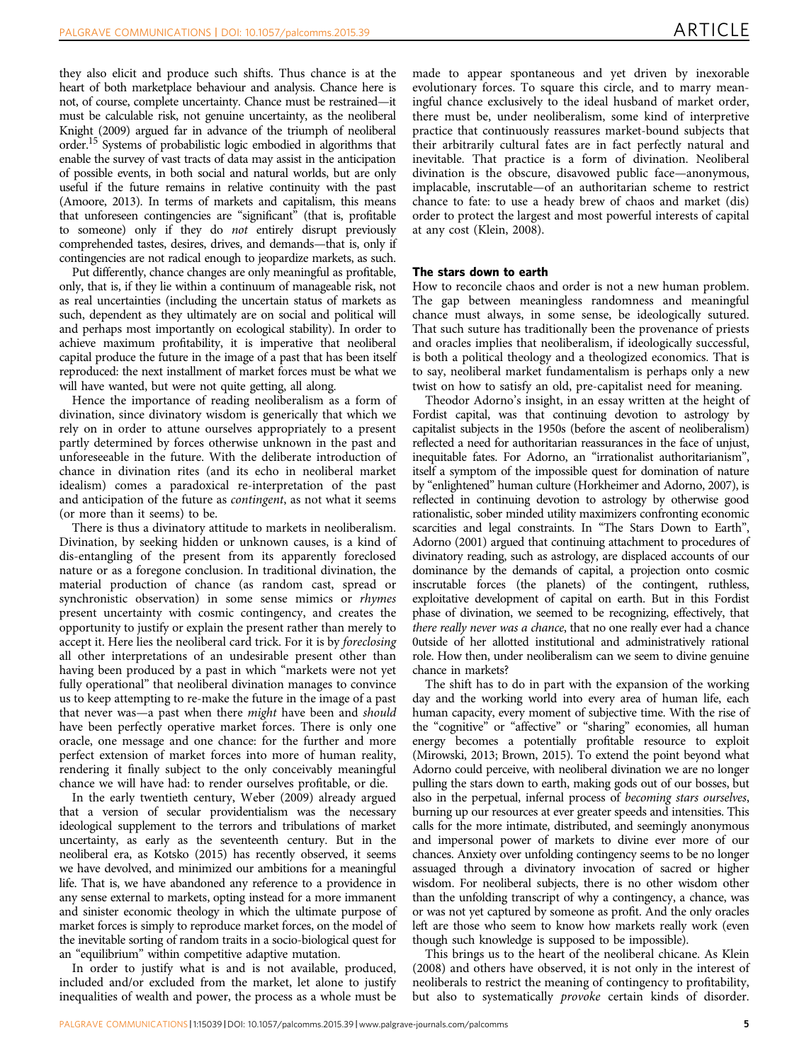they also elicit and produce such shifts. Thus chance is at the heart of both marketplace behaviour and analysis. Chance here is not, of course, complete uncertainty. Chance must be restrained—it must be calculable risk, not genuine uncertainty, as the neoliberal Knight (2009) argued far in advance of the triumph of neoliberal order.[15] Systems of probabilistic logic embodied in algorithms that enable the survey of vast tracts of data may assist in the anticipation of possible events, in both social and natural worlds, but are only useful if the future remains in relative continuity with the past (Amoore, 2013). In terms of markets and capitalism, this means that unforeseen contingencies are "significant" (that is, profitable to someone) only if they do *not* entirely disrupt previously comprehended tastes, desires, drives, and demands—that is, only if contingencies are not radical enough to jeopardize markets, as such.

Put differently, chance changes are only meaningful as profitable, only, that is, if they lie within a continuum of manageable risk, not as real uncertainties (including the uncertain status of markets as such, dependent as they ultimately are on social and political will and perhaps most importantly on ecological stability). In order to achieve maximum profitability, it is imperative that neoliberal capital produce the future in the image of a past that has been itself reproduced: the next installment of market forces must be what we will have wanted, but were not quite getting, all along.

Hence the importance of reading neoliberalism as a form of divination, since divinatory wisdom is generically that which we rely on in order to attune ourselves appropriately to a present partly determined by forces otherwise unknown in the past and unforeseeable in the future. With the deliberate introduction of chance in divination rites (and its echo in neoliberal market idealism) comes a paradoxical re-interpretation of the past and anticipation of the future as *contingent*, as not what it seems (or more than it seems) to be.

There is thus a divinatory attitude to markets in neoliberalism. Divination, by seeking hidden or unknown causes, is a kind of dis-entangling of the present from its apparently foreclosed nature or as a foregone conclusion. In traditional divination, the material production of chance (as random cast, spread or synchronistic observation) in some sense mimics or *rhymes* present uncertainty with cosmic contingency, and creates the opportunity to justify or explain the present rather than merely to accept it. Here lies the neoliberal card trick. For it is by *foreclosing* all other interpretations of an undesirable present other than having been produced by a past in which "markets were not yet fully operational" that neoliberal divination manages to convince us to keep attempting to re-make the future in the image of a past that never was—a past when there *might* have been and *should* have been perfectly operative market forces. There is only one oracle, one message and one chance: for the further and more perfect extension of market forces into more of human reality, rendering it finally subject to the only conceivably meaningful chance we will have had: to render ourselves profitable, or die.

In the early twentieth century, Weber (2009) already argued that a version of secular providentialism was the necessary ideological supplement to the terrors and tribulations of market uncertainty, as early as the seventeenth century. But in the neoliberal era, as Kotsko (2015) has recently observed, it seems we have devolved, and minimized our ambitions for a meaningful life. That is, we have abandoned any reference to a providence in any sense external to markets, opting instead for a more immanent and sinister economic theology in which the ultimate purpose of market forces is simply to reproduce market forces, on the model of the inevitable sorting of random traits in a socio-biological quest for an "equilibrium" within competitive adaptive mutation.

In order to justify what is and is not available, produced, included and/or excluded from the market, let alone to justify inequalities of wealth and power, the process as a whole must be made to appear spontaneous and yet driven by inexorable evolutionary forces. To square this circle, and to marry meaningful chance exclusively to the ideal husband of market order, there must be, under neoliberalism, some kind of interpretive practice that continuously reassures market-bound subjects that their arbitrarily cultural fates are in fact perfectly natural and inevitable. That practice is a form of divination. Neoliberal divination is the obscure, disavowed public face—anonymous, implacable, inscrutable—of an authoritarian scheme to restrict chance to fate: to use a heady brew of chaos and market (dis) order to protect the largest and most powerful interests of capital at any cost (Klein, 2008).

## The stars down to earth

How to reconcile chaos and order is not a new human problem. The gap between meaningless randomness and meaningful chance must always, in some sense, be ideologically sutured. That such suture has traditionally been the provenance of priests and oracles implies that neoliberalism, if ideologically successful, is both a political theology and a theologized economics. That is to say, neoliberal market fundamentalism is perhaps only a new twist on how to satisfy an old, pre-capitalist need for meaning.

Theodor Adorno's insight, in an essay written at the height of Fordist capital, was that continuing devotion to astrology by capitalist subjects in the 1950s (before the ascent of neoliberalism) reflected a need for authoritarian reassurances in the face of unjust, inequitable fates. For Adorno, an "irrationalist authoritarianism", itself a symptom of the impossible quest for domination of nature by "enlightened" human culture (Horkheimer and Adorno, 2007), is reflected in continuing devotion to astrology by otherwise good rationalistic, sober minded utility maximizers confronting economic scarcities and legal constraints. In "The Stars Down to Earth", Adorno (2001) argued that continuing attachment to procedures of divinatory reading, such as astrology, are displaced accounts of our dominance by the demands of capital, a projection onto cosmic inscrutable forces (the planets) of the contingent, ruthless, exploitative development of capital on earth. But in this Fordist phase of divination, we seemed to be recognizing, effectively, that *there really never was a chance*, that no one really ever had a chance 0utside of her allotted institutional and administratively rational role. How then, under neoliberalism can we seem to divine genuine chance in markets?

The shift has to do in part with the expansion of the working day and the working world into every area of human life, each human capacity, every moment of subjective time. With the rise of the "cognitive" or "affective" or "sharing" economies, all human energy becomes a potentially profitable resource to exploit (Mirowski, 2013; Brown, 2015). To extend the point beyond what Adorno could perceive, with neoliberal divination we are no longer pulling the stars down to earth, making gods out of our bosses, but also in the perpetual, infernal process of *becoming stars ourselves*, burning up our resources at ever greater speeds and intensities. This calls for the more intimate, distributed, and seemingly anonymous and impersonal power of markets to divine ever more of our chances. Anxiety over unfolding contingency seems to be no longer assuaged through a divinatory invocation of sacred or higher wisdom. For neoliberal subjects, there is no other wisdom other than the unfolding transcript of why a contingency, a chance, was or was not yet captured by someone as profit. And the only oracles left are those who seem to know how markets really work (even though such knowledge is supposed to be impossible).

This brings us to the heart of the neoliberal chicane. As Klein (2008) and others have observed, it is not only in the interest of neoliberals to restrict the meaning of contingency to profitability, but also to systematically *provoke* certain kinds of disorder.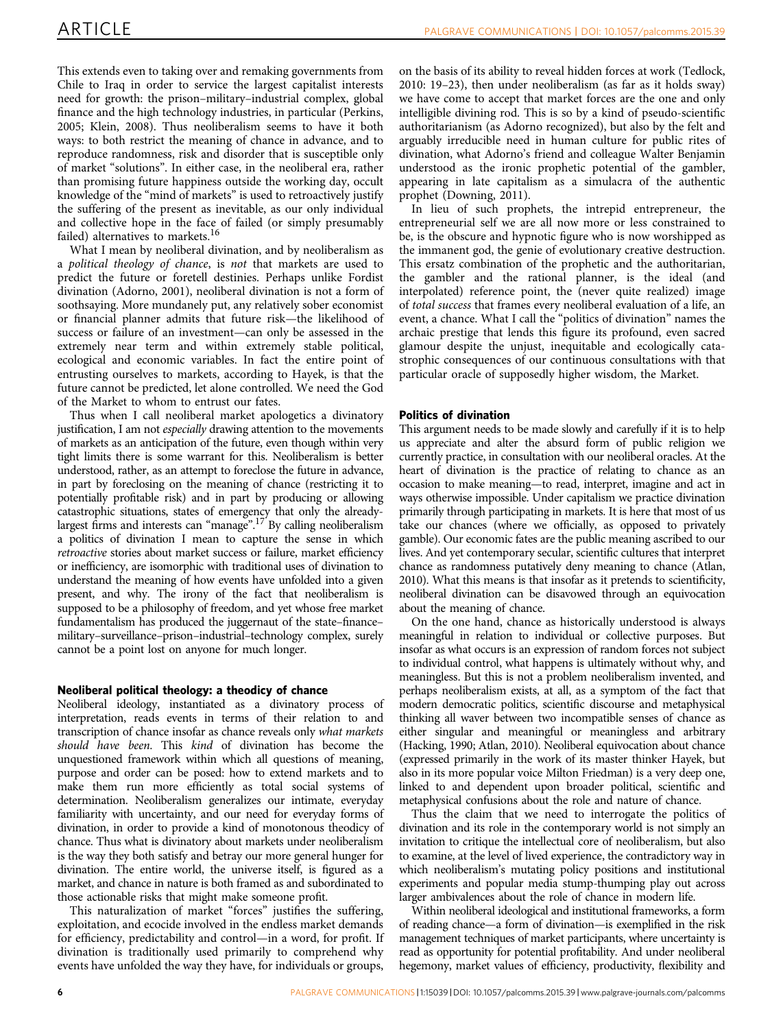This extends even to taking over and remaking governments from Chile to Iraq in order to service the largest capitalist interests need for growth: the prison–military–industrial complex, global finance and the high technology industries, in particular (Perkins, 2005; Klein, 2008). Thus neoliberalism seems to have it both ways: to both restrict the meaning of chance in advance, and to reproduce randomness, risk and disorder that is susceptible only of market "solutions". In either case, in the neoliberal era, rather than promising future happiness outside the working day, occult knowledge of the "mind of markets" is used to retroactively justify the suffering of the present as inevitable, as our only individual and collective hope in the face of failed (or simply presumably failed) alternatives to markets.[16]

What I mean by neoliberal divination, and by neoliberalism as a *political theology of chance*, is *not* that markets are used to predict the future or foretell destinies. Perhaps unlike Fordist divination (Adorno, 2001), neoliberal divination is not a form of soothsaying. More mundanely put, any relatively sober economist or financial planner admits that future risk—the likelihood of success or failure of an investment—can only be assessed in the extremely near term and within extremely stable political, ecological and economic variables. In fact the entire point of entrusting ourselves to markets, according to Hayek, is that the future cannot be predicted, let alone controlled. We need the God of the Market to whom to entrust our fates.

Thus when I call neoliberal market apologetics a divinatory justification, I am not *especially* drawing attention to the movements of markets as an anticipation of the future, even though within very tight limits there is some warrant for this. Neoliberalism is better understood, rather, as an attempt to foreclose the future in advance, in part by foreclosing on the meaning of chance (restricting it to potentially profitable risk) and in part by producing or allowing catastrophic situations, states of emergency that only the already-largest firms and interests can "manage".[17] By calling neoliberalism a politics of divination I mean to capture the sense in which *retroactive* stories about market success or failure, market efficiency or inefficiency, are isomorphic with traditional uses of divination to understand the meaning of how events have unfolded into a given present, and why. The irony of the fact that neoliberalism is supposed to be a philosophy of freedom, and yet whose free market fundamentalism has produced the juggernaut of the state–finance–military–surveillance–prison–industrial–technology complex, surely cannot be a point lost on anyone for much longer.

### Neoliberal political theology: a theodicy of chance

Neoliberal ideology, instantiated as a divinatory process of interpretation, reads events in terms of their relation to and transcription of chance insofar as chance reveals only *what markets should have been*. This *kind* of divination has become the unquestioned framework within which all questions of meaning, purpose and order can be posed: how to extend markets and to make them run more efficiently as total social systems of determination. Neoliberalism generalizes our intimate, everyday familiarity with uncertainty, and our need for everyday forms of divination, in order to provide a kind of monotonous theodicy of chance. Thus what is divinatory about markets under neoliberalism is the way they both satisfy and betray our more general hunger for divination. The entire world, the universe itself, is figured as a market, and chance in nature is both framed as and subordinated to those actionable risks that might make someone profit.

This naturalization of market "forces" justifies the suffering, exploitation, and ecocide involved in the endless market demands for efficiency, predictability and control—in a word, for profit. If divination is traditionally used primarily to comprehend why events have unfolded the way they have, for individuals or groups, on the basis of its ability to reveal hidden forces at work (Tedlock, 2010: 19–23), then under neoliberalism (as far as it holds sway) we have come to accept that market forces are the one and only intelligible divining rod. This is so by a kind of pseudo-scientific authoritarianism (as Adorno recognized), but also by the felt and arguably irreducible need in human culture for public rites of divination, what Adorno's friend and colleague Walter Benjamin understood as the ironic prophetic potential of the gambler, appearing in late capitalism as a simulacra of the authentic prophet (Downing, 2011).

In lieu of such prophets, the intrepid entrepreneur, the entrepreneurial self we are all now more or less constrained to be, is the obscure and hypnotic figure who is now worshipped as the immanent god, the genie of evolutionary creative destruction. This ersatz combination of the prophetic and the authoritarian, the gambler and the rational planner, is the ideal (and interpolated) reference point, the (never quite realized) image of *total success* that frames every neoliberal evaluation of a life, an event, a chance. What I call the "politics of divination" names the archaic prestige that lends this figure its profound, even sacred glamour despite the unjust, inequitable and ecologically catastrophic consequences of our continuous consultations with that particular oracle of supposedly higher wisdom, the Market.

### Politics of divination

This argument needs to be made slowly and carefully if it is to help us appreciate and alter the absurd form of public religion we currently practice, in consultation with our neoliberal oracles. At the heart of divination is the practice of relating to chance as an occasion to make meaning—to read, interpret, imagine and act in ways otherwise impossible. Under capitalism we practice divination primarily through participating in markets. It is here that most of us take our chances (where we officially, as opposed to privately gamble). Our economic fates are the public meaning ascribed to our lives. And yet contemporary secular, scientific cultures that interpret chance as randomness putatively deny meaning to chance (Atlan, 2010). What this means is that insofar as it pretends to scientificity, neoliberal divination can be disavowed through an equivocation about the meaning of chance.

On the one hand, chance as historically understood is always meaningful in relation to individual or collective purposes. But insofar as what occurs is an expression of random forces not subject to individual control, what happens is ultimately without why, and meaningless. But this is not a problem neoliberalism invented, and perhaps neoliberalism exists, at all, as a symptom of the fact that modern democratic politics, scientific discourse and metaphysical thinking all waver between two incompatible senses of chance as either singular and meaningful or meaningless and arbitrary (Hacking, 1990; Atlan, 2010). Neoliberal equivocation about chance (expressed primarily in the work of its master thinker Hayek, but also in its more popular voice Milton Friedman) is a very deep one, linked to and dependent upon broader political, scientific and metaphysical confusions about the role and nature of chance.

Thus the claim that we need to interrogate the politics of divination and its role in the contemporary world is not simply an invitation to critique the intellectual core of neoliberalism, but also to examine, at the level of lived experience, the contradictory way in which neoliberalism's mutating policy positions and institutional experiments and popular media stump-thumping play out across larger ambivalences about the role of chance in modern life.

Within neoliberal ideological and institutional frameworks, a form of reading chance—a form of divination—is exemplified in the risk management techniques of market participants, where uncertainty is read as opportunity for potential profitability. And under neoliberal hegemony, market values of efficiency, productivity, flexibility and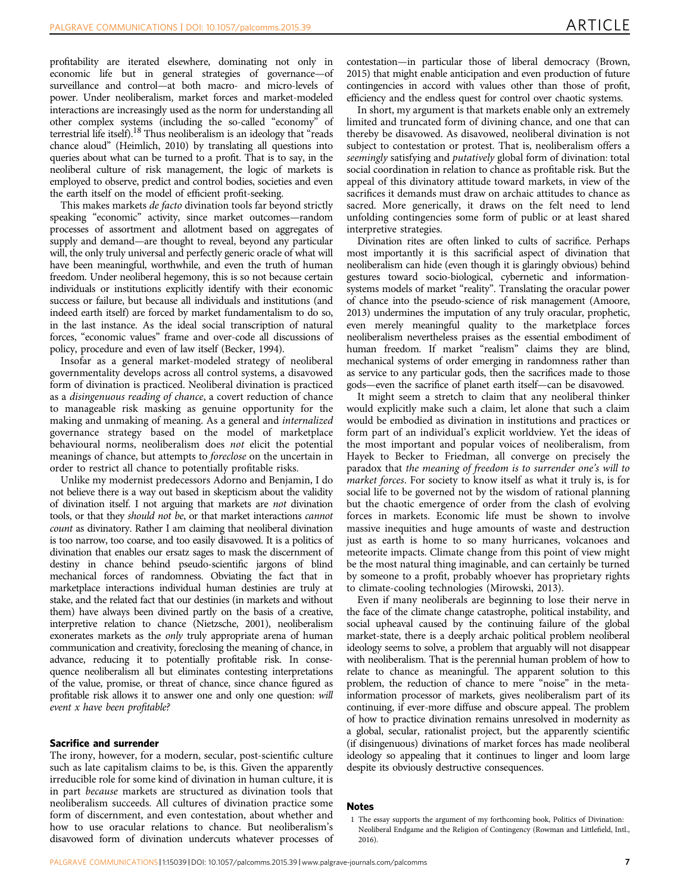profitability are iterated elsewhere, dominating not only in economic life but in general strategies of governance—of surveillance and control—at both macro- and micro-levels of power. Under neoliberalism, market forces and market-modeled interactions are increasingly used as the norm for understanding all other complex systems (including the so-called "economy" of terrestrial life itself).[18] Thus neoliberalism is an ideology that "reads chance aloud" (Heimlich, 2010) by translating all questions into queries about what can be turned to a profit. That is to say, in the neoliberal culture of risk management, the logic of markets is employed to observe, predict and control bodies, societies and even the earth itself on the model of efficient profit-seeking.

This makes markets *de facto* divination tools far beyond strictly speaking "economic" activity, since market outcomes—random processes of assortment and allotment based on aggregates of supply and demand—are thought to reveal, beyond any particular will, the only truly universal and perfectly generic oracle of what will have been meaningful, worthwhile, and even the truth of human freedom. Under neoliberal hegemony, this is so not because certain individuals or institutions explicitly identify with their economic success or failure, but because all individuals and institutions (and indeed earth itself) are forced by market fundamentalism to do so, in the last instance. As the ideal social transcription of natural forces, "economic values" frame and over-code all discussions of policy, procedure and even of law itself (Becker, 1994).

Insofar as a general market-modeled strategy of neoliberal governmentality develops across all control systems, a disavowed form of divination is practiced. Neoliberal divination is practiced as a *disingenuous reading of chance*, a covert reduction of chance to manageable risk masking as genuine opportunity for the making and unmaking of meaning. As a general and *internalized* governance strategy based on the model of marketplace behavioural norms, neoliberalism does *not* elicit the potential meanings of chance, but attempts to *foreclose* on the uncertain in order to restrict all chance to potentially profitable risks.

Unlike my modernist predecessors Adorno and Benjamin, I do not believe there is a way out based in skepticism about the validity of divination itself. I not arguing that markets are *not* divination tools, or that they *should not be*, or that market interactions *cannot count* as divinatory. Rather I am claiming that neoliberal divination is too narrow, too coarse, and too easily disavowed. It is a politics of divination that enables our ersatz sages to mask the discernment of destiny in chance behind pseudo-scientific jargons of blind mechanical forces of randomness. Obviating the fact that in marketplace interactions individual human destinies are truly at stake, and the related fact that our destinies (in markets and without them) have always been divined partly on the basis of a creative, interpretive relation to chance (Nietzsche, 2001), neoliberalism exonerates markets as the *only* truly appropriate arena of human communication and creativity, foreclosing the meaning of chance, in advance, reducing it to potentially profitable risk. In consequence neoliberalism all but eliminates contesting interpretations of the value, promise, or threat of chance, since chance figured as profitable risk allows it to answer one and only one question: *will event x have been profitable?*

## Sacrifice and surrender

The irony, however, for a modern, secular, post-scientific culture such as late capitalism claims to be, is this. Given the apparently irreducible role for some kind of divination in human culture, it is in part *because* markets are structured as divination tools that neoliberalism succeeds. All cultures of divination practice some form of discernment, and even contestation, about whether and how to use oracular relations to chance. But neoliberalism's disavowed form of divination undercuts whatever processes of contestation—in particular those of liberal democracy (Brown, 2015) that might enable anticipation and even production of future contingencies in accord with values other than those of profit, efficiency and the endless quest for control over chaotic systems.

In short, my argument is that markets enable only an extremely limited and truncated form of divining chance, and one that can thereby be disavowed. As disavowed, neoliberal divination is not subject to contestation or protest. That is, neoliberalism offers a *seemingly* satisfying and *putatively* global form of divination: total social coordination in relation to chance as profitable risk. But the appeal of this divinatory attitude toward markets, in view of the sacrifices it demands must draw on archaic attitudes to chance as sacred. More generically, it draws on the felt need to lend unfolding contingencies some form of public or at least shared interpretive strategies.

Divination rites are often linked to cults of sacrifice. Perhaps most importantly it is this sacrificial aspect of divination that neoliberalism can hide (even though it is glaringly obvious) behind gestures toward socio-biological, cybernetic and information-systems models of market "reality". Translating the oracular power of chance into the pseudo-science of risk management (Amoore, 2013) undermines the imputation of any truly oracular, prophetic, even merely meaningful quality to the marketplace forces neoliberalism nevertheless praises as the essential embodiment of human freedom. If market "realism" claims they are blind, mechanical systems of order emerging in randomness rather than as service to any particular gods, then the sacrifices made to those gods—even the sacrifice of planet earth itself—can be disavowed.

It might seem a stretch to claim that any neoliberal thinker would explicitly make such a claim, let alone that such a claim would be embodied as divination in institutions and practices or form part of an individual's explicit worldview. Yet the ideas of the most important and popular voices of neoliberalism, from Hayek to Becker to Friedman, all converge on precisely the paradox that *the meaning of freedom is to surrender one's will to market forces*. For society to know itself as what it truly is, is for social life to be governed not by the wisdom of rational planning but the chaotic emergence of order from the clash of evolving forces in markets. Economic life must be shown to involve massive inequities and huge amounts of waste and destruction just as earth is home to so many hurricanes, volcanoes and meteorite impacts. Climate change from this point of view might be the most natural thing imaginable, and can certainly be turned by someone to a profit, probably whoever has proprietary rights to climate-cooling technologies (Mirowski, 2013).

Even if many neoliberals are beginning to lose their nerve in the face of the climate change catastrophe, political instability, and social upheaval caused by the continuing failure of the global market-state, there is a deeply archaic political problem neoliberal ideology seems to solve, a problem that arguably will not disappear with neoliberalism. That is the perennial human problem of how to relate to chance as meaningful. The apparent solution to this problem, the reduction of chance to mere "noise" in the meta-information processor of markets, gives neoliberalism part of its continuing, if ever-more diffuse and obscure appeal. The problem of how to practice divination remains unresolved in modernity as a global, secular, rationalist project, but the apparently scientific (if disingenuous) divinations of market forces has made neoliberal ideology so appealing that it continues to linger and loom large despite its obviously destructive consequences.

## Notes

1 The essay supports the argument of my forthcoming book, Politics of Divination: Neoliberal Endgame and the Religion of Contingency (Rowman and Littlefield, Intl., 2016).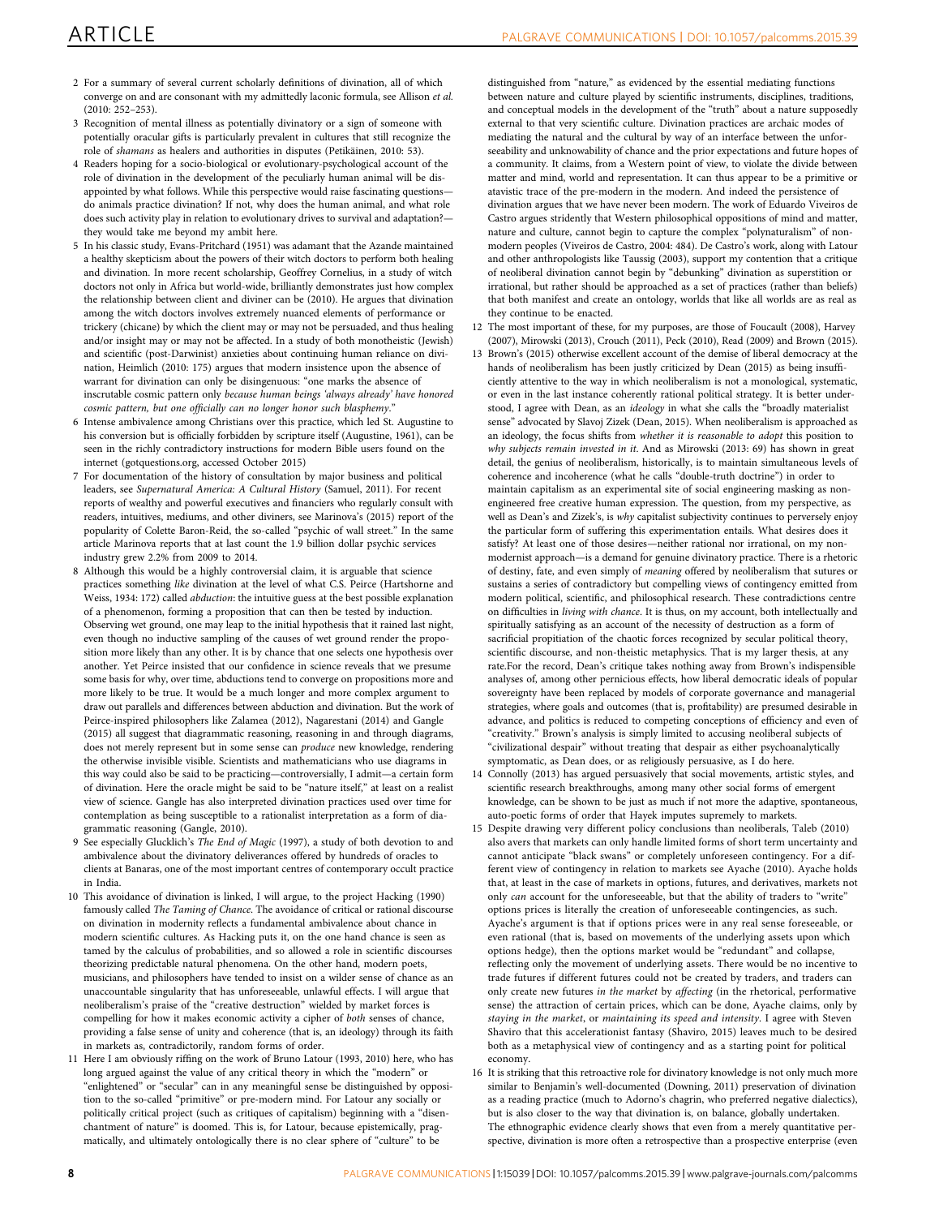2 For a summary of several current scholarly definitions of divination, all of which converge on and are consonant with my admittedly laconic formula, see Allison *et al.* (2010: 252–253).

3 Recognition of mental illness as potentially divinatory or a sign of someone with potentially oracular gifts is particularly prevalent in cultures that still recognize the role of *shamans* as healers and authorities in disputes (Petikäinen, 2010: 53).

4 Readers hoping for a socio-biological or evolutionary-psychological account of the role of divination in the development of the peculiarly human animal will be disappointed by what follows. While this perspective would raise fascinating questions—do animals practice divination? If not, why does the human animal, and what role does such activity play in relation to evolutionary drives to survival and adaptation?—they would take me beyond my ambit here.

5 In his classic study, Evans-Pritchard (1951) was adamant that the Azande maintained a healthy skepticism about the powers of their witch doctors to perform both healing and divination. In more recent scholarship, Geoffrey Cornelius, in a study of witch doctors not only in Africa but world-wide, brilliantly demonstrates just how complex the relationship between client and diviner can be (2010). He argues that divination among the witch doctors involves extremely nuanced elements of performance or trickery (chicane) by which the client may or may not be persuaded, and thus healing and/or insight may or may not be affected. In a study of both monotheistic (Jewish) and scientific (post-Darwinist) anxieties about continuing human reliance on divination, Heimlich (2010: 175) argues that modern insistence upon the absence of warrant for divination can only be disingenuous: "one marks the absence of inscrutable cosmic pattern only *because human beings 'always already' have honored cosmic pattern, but one officially can no longer honor such blasphemy*."

6 Intense ambivalence among Christians over this practice, which led St. Augustine to his conversion but is officially forbidden by scripture itself (Augustine, 1961), can be seen in the richly contradictory instructions for modern Bible users found on the internet (gotquestions.org, accessed October 2015)

7 For documentation of the history of consultation by major business and political leaders, see *Supernatural America: A Cultural History* (Samuel, 2011). For recent reports of wealthy and powerful executives and financiers who regularly consult with readers, intuitives, mediums, and other diviners, see Marinova's (2015) report of the popularity of Colette Baron-Reid, the so-called "psychic of wall street." In the same article Marinova reports that at last count the 1.9 billion dollar psychic services industry grew 2.2% from 2009 to 2014.

8 Although this would be a highly controversial claim, it is arguable that science practices something *like* divination at the level of what C.S. Peirce (Hartshorne and Weiss, 1934: 172) called *abduction*: the intuitive guess at the best possible explanation of a phenomenon, forming a proposition that can then be tested by induction. Observing wet ground, one may leap to the initial hypothesis that it rained last night, even though no inductive sampling of the causes of wet ground render the proposition more likely than any other. It is by chance that one selects one hypothesis over another. Yet Peirce insisted that our confidence in science reveals that we presume some basis for why, over time, abductions tend to converge on propositions more and more likely to be true. It would be a much longer and more complex argument to draw out parallels and differences between abduction and divination. But the work of Peirce-inspired philosophers like Zalamea (2012), Nagarestani (2014) and Gangle (2015) all suggest that diagrammatic reasoning, reasoning in and through diagrams, does not merely represent but in some sense can *produce* new knowledge, rendering the otherwise invisible visible. Scientists and mathematicians who use diagrams in this way could also be said to be practicing—controversially, I admit—a certain form of divination. Here the oracle might be said to be "nature itself," at least on a realist view of science. Gangle has also interpreted divination practices used over time for contemplation as being susceptible to a rationalist interpretation as a form of diagrammatic reasoning (Gangle, 2010).

9 See especially Glucklich's *The End of Magic* (1997), a study of both devotion to and ambivalence about the divinatory deliverances offered by hundreds of oracles to clients at Banaras, one of the most important centres of contemporary occult practice in India.

10 This avoidance of divination is linked, I will argue, to the project Hacking (1990) famously called *The Taming of Chance*. The avoidance of critical or rational discourse on divination in modernity reflects a fundamental ambivalence about chance in modern scientific cultures. As Hacking puts it, on the one hand chance is seen as tamed by the calculus of probabilities, and so allowed a role in scientific discourses theorizing predictable natural phenomena. On the other hand, modern poets, musicians, and philosophers have tended to insist on a wilder sense of chance as an unaccountable singularity that has unforeseeable, unlawful effects. I will argue that neoliberalism's praise of the "creative destruction" wielded by market forces is compelling for how it makes economic activity a cipher of *both* senses of chance, providing a false sense of unity and coherence (that is, an ideology) through its faith in markets as, contradictorily, random forms of order.

11 Here I am obviously riffing on the work of Bruno Latour (1993, 2010) here, who has long argued against the value of any critical theory in which the "modern" or "enlightened" or "secular" can in any meaningful sense be distinguished by opposition to the so-called "primitive" or pre-modern mind. For Latour any socially or politically critical project (such as critiques of capitalism) beginning with a "disenchantment of nature" is doomed. This is, for Latour, because epistemically, pragmatically, and ultimately ontologically there is no clear sphere of "culture" to be distinguished from "nature," as evidenced by the essential mediating functions between nature and culture played by scientific instruments, scientific traditions, and conceptual models in the development of the "truth" about a nature supposedly external to that very scientific culture. Divination practices are archaic modes of mediating the natural and the cultural by way of an interface between the unforeseeability and unknowability of chance and the prior expectations and future hopes of a community. It claims, from a Western point of view, to violate the divide between matter and mind, world and representation. It can thus appear to be a primitive or atavistic trace of the pre-modern in the modern. And indeed the persistence of divination argues that we have never been modern. The work of Eduardo Viveiros de Castro argues stridently that Western philosophical oppositions of mind and matter, nature and culture, cannot begin to capture the complex "polynaturalism" of non-modern peoples (Viveiros de Castro, 2004: 484). De Castro's work, along with Latour and other anthropologists like Taussig (2003), support my contention that a critique of neoliberal divination cannot begin by "debunking" divination as superstition or irrational, but rather should be approached as a set of practices (rather than beliefs) that both manifest and create an ontology, worlds that like all worlds are as real as they continue to be enacted.

12 The most important of these, for my purposes, are those of Foucault (2008), Harvey (2007), Mirowski (2013), Crouch (2011), Peck (2010), Read (2009) and Brown (2015).

13 Brown's (2015) otherwise excellent account of the demise of liberal democracy at the hands of neoliberalism has been justly criticized by Dean (2015) as being insufficiently attentive to the way in which neoliberalism is not a monological, systematic, or even in the last instance coherently rational political strategy. It is better understood, I agree with Dean, as an *ideology* in what she calls the "broadly materialist sense" advocated by Slavoj Zizek (Dean, 2015). When neoliberalism is approached as an ideology, the focus shifts from *whether it is reasonable to adopt* this position to *why subjects remain invested in it*. And as Mirowski (2013: 69) has shown in great detail, the genius of neoliberalism, historically, is to maintain simultaneous levels of coherence and incoherence (what he calls "double-truth doctrine") in order to maintain capitalism as an experimental site of social engineering masking as non-engineered free creative human expression. The question, from my perspective, as well as Dean's and Zizek's, is *why* capitalist subjectivity continues to perversely enjoy the particular form of suffering this experimentation entails. What desires does it satisfy? At least one of those desires—neither rational nor irrational, on my non-modernist approach—is a demand for genuine divinatory practice. There is a rhetoric of destiny, fate, and even simply of *meaning* offered by neoliberalism that sutures or sustains a series of contradictory but compelling views of contingency emitted from modern political, scientific, and philosophical research. These contradictions centre on difficulties in *living with chance*. It is thus, on my account, both intellectually and spiritually satisfying as an account of the necessity of destruction as a form of sacrificial propitiation of the chaotic forces recognized by secular political theory, scientific discourse, and non-theistic metaphysics. That is my larger thesis, at any rate.For the record, Dean's critique takes nothing away from Brown's indispensible analyses of, among other pernicious effects, how liberal democratic ideals of popular sovereignty have been replaced by models of corporate governance and managerial strategies, where goals and outcomes (that is, profitability) are presumed desirable in advance, and politics is reduced to competing conceptions of efficiency and even of "creativity." Brown's analysis is simply limited to accusing neoliberal subjects of "civilizational despair" without treating that despair as either psychoanalytically symptomatic, as Dean does, or as religiously persuasive, as I do here.

14 Connolly (2013) has argued persuasively that social movements, artistic styles, and scientific research breakthroughs, among many other social forms of emergent knowledge, can be shown to be just as much if not more the adaptive, spontaneous, auto-poetic forms of order that Hayek imputes supremely to markets.

15 Despite drawing very different policy conclusions than neoliberals, Taleb (2010) also avers that markets can only handle limited forms of short term uncertainty and cannot anticipate "black swans" or completely unforeseen contingency. For a different view of contingency in relation to markets see Ayache (2010). Ayache holds that, at least in the case of markets in options, futures, and derivatives, markets not only *can* account for the unforeseeable, but that the ability of traders to "write" options prices is literally the creation of unforeseeable contingencies, as such. Ayache's argument is that if options prices were in any real sense foreseeable, or even rational (that is, based on movements of the underlying assets upon which options hedge), then the options market would be "redundant" and collapse, reflecting only the movement of underlying assets. There would be no incentive to trade futures if different futures could not be created by traders, and traders can only create new futures *in the market* by *affecting* (in the rhetorical, performative sense) the attraction of certain prices, which can be done, Ayache claims, only by *staying in the market*, or *maintaining its speed and intensity*. I agree with Steven Shaviro that this accelerationist fantasy (Shaviro, 2015) leaves much to be desired both as a metaphysical view of contingency and as a starting point for political economy.

16 It is striking that this retroactive role for divinatory knowledge is not only much more similar to Benjamin's well-documented (Downing, 2011) preservation of divination as a reading practice (much to Adorno's chagrin, who preferred negative dialectics), but is also closer to the way that divination is, on balance, globally undertaken. The ethnographic evidence clearly shows that even from a merely quantitative perspective, divination is more often a retrospective than a prospective enterprise (even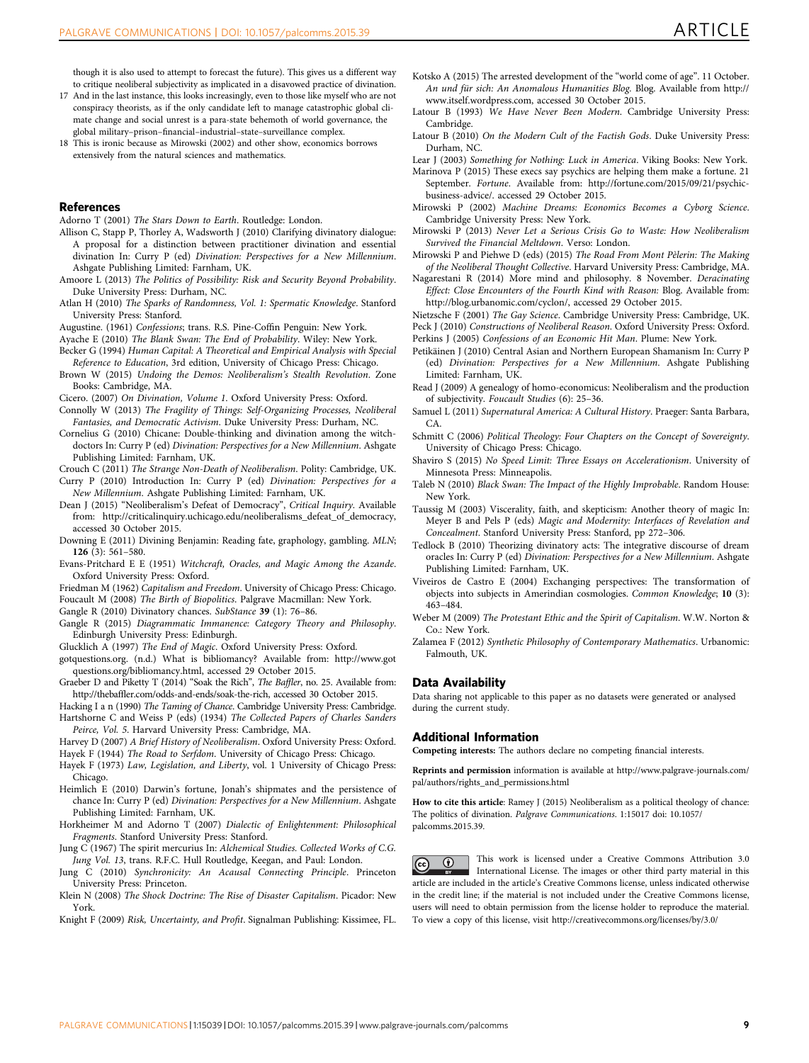though it is also used to attempt to forecast the future). This gives us a different way to critique neoliberal subjectivity as implicated in a disavowed practice of divination.

17 And in the last instance, this looks increasingly, even to those like myself who are not conspiracy theorists, as if the only candidate left to manage catastrophic global climate change and social unrest is a para-state behemoth of world governance, the global military–prison–financial–industrial–state–surveillance complex.

18 This is ironic because as Mirowski (2002) and other show, economics borrows extensively from the natural sciences and mathematics.

## References

Adorno T (2001) *The Stars Down to Earth*. Routledge: London.

Allison C, Stapp P, Thorley A, Wadsworth J (2010) Clarifying divinatory dialogue: A proposal for a distinction between practitioner divination and essential divination In: Curry P (ed) *Divination: Perspectives for a New Millennium*. Ashgate Publishing Limited: Farnham, UK.

Amoore L (2013) *The Politics of Possibility: Risk and Security Beyond Probability*. Duke University Press: Durham, NC.

Atlan H (2010) *The Sparks of Randomness, Vol. 1: Spermatic Knowledge*. Stanford University Press: Stanford.

Augustine. (1961) *Confessions*; trans. R.S. Pine-Coffin Penguin: New York.

Ayache E (2010) *The Blank Swan: The End of Probability*. Wiley: New York.

Becker G (1994) *Human Capital: A Theoretical and Empirical Analysis with Special Reference to Education*, 3rd edition, University of Chicago Press: Chicago.

Brown W (2015) *Undoing the Demos: Neoliberalism's Stealth Revolution*. Zone Books: Cambridge, MA.

Cicero. (2007) *On Divination, Volume 1*. Oxford University Press: Oxford.

Connolly W (2013) *The Fragility of Things: Self-Organizing Processes, Neoliberal Fantasies, and Democratic Activism*. Duke University Press: Durham, NC.

Cornelius G (2010) Chicane: Double-thinking and divination among the witch-doctors In: Curry P (ed) *Divination: Perspectives for a New Millennium*. Ashgate Publishing Limited: Farnham, UK.

Crouch C (2011) *The Strange Non-Death of Neoliberalism*. Polity: Cambridge, UK.

Curry P (2010) Introduction In: Curry P (ed) *Divination: Perspectives for a New Millennium*. Ashgate Publishing Limited: Farnham, UK.

Dean J (2015) "Neoliberalism's Defeat of Democracy", *Critical Inquiry*. Available from: http://criticalinquiry.uchicago.edu/neoliberalisms_defeat_of_democracy, accessed 30 October 2015.

Downing E (2011) Divining Benjamin: Reading fate, graphology, gambling. *MLN*; **126** (3): 561–580.

Evans-Pritchard E E (1951) *Witchcraft, Oracles, and Magic Among the Azande*. Oxford University Press: Oxford.

Friedman M (1962) *Capitalism and Freedom*. University of Chicago Press: Chicago.

Foucault M (2008) *The Birth of Biopolitics*. Palgrave Macmillan: New York.

Gangle R (2010) Divinatory chances. *SubStance* **39** (1): 76–86.

Gangle R (2015) *Diagrammatic Immanence: Category Theory and Philosophy*. Edinburgh University Press: Edinburgh.

Glucklich A (1997) *The End of Magic*. Oxford University Press: Oxford.

gotquestions.org. (n.d.) What is bibliomancy? Available from: http://www.gotquestions.org/bibliomancy.html, accessed 29 October 2015.

Graeber D and Piketty T (2014) "Soak the Rich", *The Baffler*, no. 25. Available from: http://thebaffler.com/odds-and-ends/soak-the-rich, accessed 30 October 2015.

Hacking I a n (1990) *The Taming of Chance*. Cambridge University Press: Cambridge.

Hartshorne C and Weiss P (eds) (1934) *The Collected Papers of Charles Sanders Peirce, Vol. 5*. Harvard University Press: Cambridge, MA.

Harvey D (2007) *A Brief History of Neoliberalism*. Oxford University Press: Oxford.

Hayek F (1944) *The Road to Serfdom*. University of Chicago Press: Chicago.

Hayek F (1973) *Law, Legislation, and Liberty*, vol. 1 University of Chicago Press: Chicago.

Heimlich E (2010) Darwin's fortune, Jonah's shipmates and the persistence of chance In: Curry P (ed) *Divination: Perspectives for a New Millennium*. Ashgate Publishing Limited: Farnham, UK.

Horkheimer M and Adorno T (2007) *Dialectic of Enlightenment: Philosophical Fragments*. Stanford University Press: Stanford.

Jung C (1967) The spirit mercurius In: *Alchemical Studies. Collected Works of C.G. Jung Vol. 13*, trans. R.F.C. Hull Routledge, Keegan, and Paul: London.

Jung C (2010) *Synchronicity: An Acausal Connecting Principle*. Princeton University Press: Princeton.

Klein N (2008) *The Shock Doctrine: The Rise of Disaster Capitalism*. Picador: New York.

Knight F (2009) *Risk, Uncertainty, and Profit*. Signalman Publishing: Kissimee, FL.

Kotsko A (2015) The arrested development of the "world come of age". 11 October. *An und für sich: An Anomalous Humanities Blog*. Blog. Available from http://www.itself.wordpress.com, accessed 30 October 2015.

Latour B (1993) *We Have Never Been Modern*. Cambridge University Press: Cambridge.

Latour B (2010) *On the Modern Cult of the Factish Gods*. Duke University Press: Durham, NC.

Lear J (2003) *Something for Nothing: Luck in America*. Viking Books: New York.

Marinova P (2015) These execs say psychics are helping them make a fortune. 21 September. *Fortune*. Available from: http://fortune.com/2015/09/21/psychic-business-advice/. accessed 29 October 2015.

Mirowski P (2002) *Machine Dreams: Economics Becomes a Cyborg Science*. Cambridge University Press: New York.

Mirowski P (2013) *Never Let a Serious Crisis Go to Waste: How Neoliberalism Survived the Financial Meltdown*. Verso: London.

Mirowski P and Piehwe D (eds) (2015) *The Road From Mont Pèlerin: The Making of the Neoliberal Thought Collective*. Harvard University Press: Cambridge, MA.

Nagarestani R (2014) More mind and philosophy. 8 November. *Deracinating Effect: Close Encounters of the Fourth Kind with Reason*: Blog. Available from: http://blog.urbanomic.com/cyclon/, accessed 29 October 2015.

Nietzsche F (2001) *The Gay Science*. Cambridge University Press: Cambridge, UK.

Peck J (2010) *Constructions of Neoliberal Reason*. Oxford University Press: Oxford.

Perkins J (2005) *Confessions of an Economic Hit Man*. Plume: New York.

Petikäinen J (2010) Central Asian and Northern European Shamanism In: Curry P (ed) *Divination: Perspectives for a New Millennium*. Ashgate Publishing Limited: Farnham, UK.

Read J (2009) A genealogy of homo-economicus: Neoliberalism and the production of subjectivity. *Foucault Studies* (6): 25–36.

Samuel L (2011) *Supernatural America: A Cultural History*. Praeger: Santa Barbara, CA.

Schmitt C (2006) *Political Theology: Four Chapters on the Concept of Sovereignty*. University of Chicago Press: Chicago.

Shaviro S (2015) *No Speed Limit: Three Essays on Accelerationism*. University of Minnesota Press: Minneapolis.

Taleb N (2010) *Black Swan: The Impact of the Highly Improbable*. Random House: New York.

Taussig M (2003) Viscerality, faith, and skepticism: Another theory of magic In: Meyer B and Pels P (eds) *Magic and Modernity: Interfaces of Revelation and Concealment*. Stanford University Press: Stanford, pp 272–306.

Tedlock B (2010) Theorizing divinatory acts: The integrative discourse of dream oracles In: Curry P (ed) *Divination: Perspectives for a New Millennium*. Ashgate Publishing Limited: Farnham, UK.

Viveiros de Castro E (2004) Exchanging perspectives: The transformation of objects into subjects in Amerindian cosmologies. *Common Knowledge*; **10** (3): 463–484.

Weber M (2009) *The Protestant Ethic and the Spirit of Capitalism*. W.W. Norton & Co.: New York.

Zalamea F (2012) *Synthetic Philosophy of Contemporary Mathematics*. Urbanomic: Falmouth, UK.

## Data Availability

Data sharing not applicable to this paper as no datasets were generated or analysed during the current study.

## Additional Information

**Competing interests:** The authors declare no competing financial interests.

**Reprints and permission** information is available at http://www.palgrave-journals.com/pal/authors/rights_and_permissions.html

**How to cite this article**: Ramey J (2015) Neoliberalism as a political theology of chance: The politics of divination. *Palgrave Communications*. 1:15017 doi: 10.1057/palcomms.2015.39.

This work is licensed under a Creative Commons Attribution 3.0 International License. The images or other third party material in this article are included in the article's Creative Commons license, unless indicated otherwise in the credit line; if the material is not included under the Creative Commons license, users will need to obtain permission from the license holder to reproduce the material. To view a copy of this license, visit http://creativecommons.org/licenses/by/3.0/